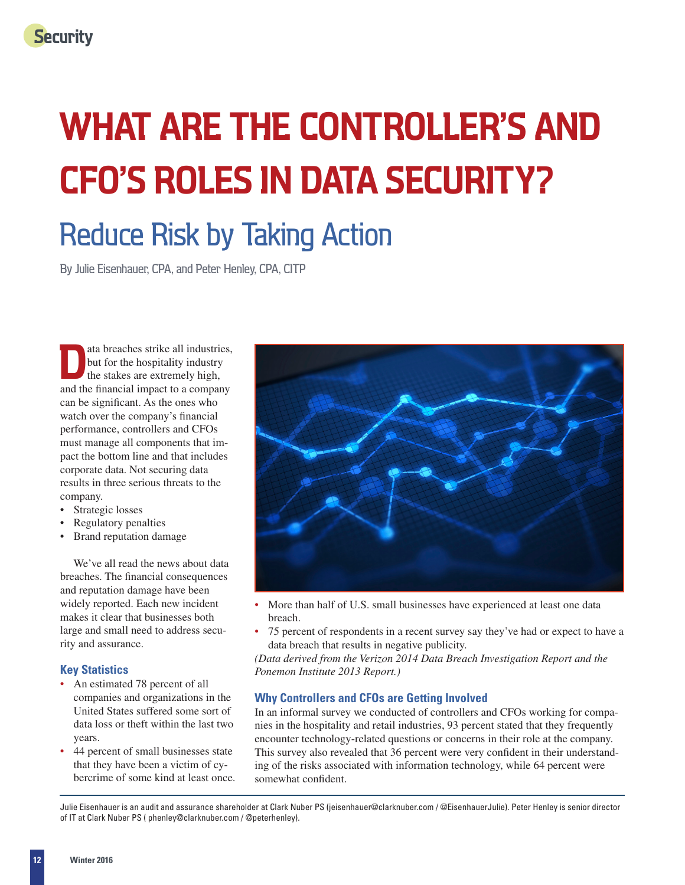# WHAT ARE THE CONTROLLER'S AND CFO'S ROLES IN DATA SECURITY?

## Reduce Risk by Taking Action

By Julie Eisenhauer, CPA, and Peter Henley, CPA, CITP

Data breaches strike all industries, but for the hospitality industry the stakes are extremely high, and the financial impact to a company can be significant. As the ones who watch over the company's financial performance, controllers and CFOs must manage all components that impact the bottom line and that includes corporate data. Not securing data results in three serious threats to the company.

- Strategic losses
- Regulatory penalties
- Brand reputation damage

We've all read the news about data breaches. The financial consequences and reputation damage have been widely reported. Each new incident makes it clear that businesses both large and small need to address security and assurance.

### Key Statistics

- An estimated 78 percent of all companies and organizations in the United States suffered some sort of data loss or theft within the last two years.
- 44 percent of small businesses state that they have been a victim of cybercrime of some kind at least once.
- More than half of U.S. small businesses have experienced at least one data breach.
- 75 percent of respondents in a recent survey say they've had or expect to have a data breach that results in negative publicity.

*(Data derived from the Verizon 2014 Data Breach Investigation Report and the Ponemon Institute 2013 Report.)*

### Why Controllers and CFOs are Getting Involved

In an informal survey we conducted of controllers and CFOs working for companies in the hospitality and retail industries, 93 percent stated that they frequently encounter technology-related questions or concerns in their role at the company. This survey also revealed that 36 percent were very confident in their understanding of the risks associated with information technology, while 64 percent were somewhat confident.

---

Julie Eisenhauer is an audit and assurance shareholder at Clark Nuber PS (jeisenhauer@clarknuber.com / @EisenhauerJulie). Peter Henley is senior director of IT at Clark Nuber PS ( phenley@clarknuber.com / @peterhenley).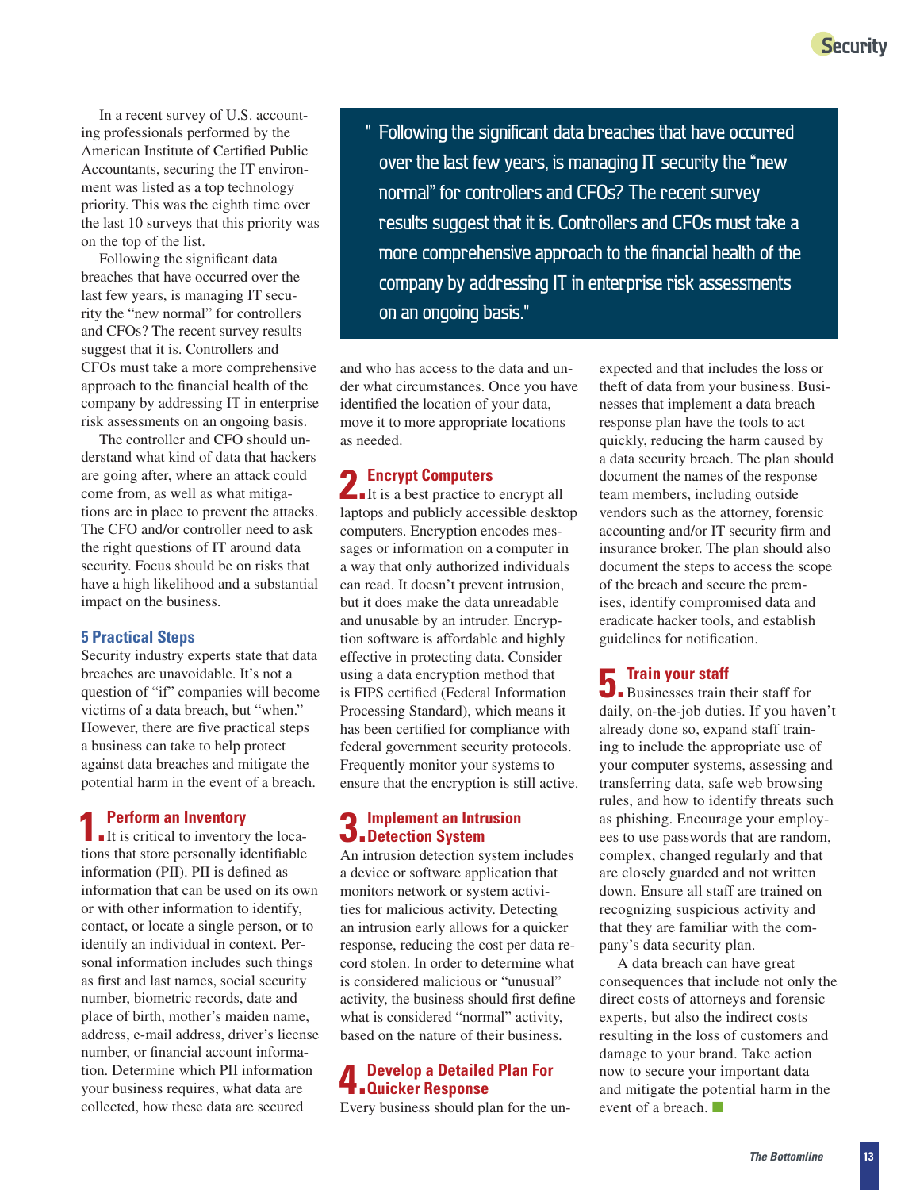In a recent survey of U.S. accounting professionals performed by the American Institute of Certified Public Accountants, securing the IT environment was listed as a top technology priority. This was the eighth time over the last 10 surveys that this priority was on the top of the list.

Following the significant data breaches that have occurred over the last few years, is managing IT security the "new normal" for controllers and CFOs? The recent survey results suggest that it is. Controllers and CFOs must take a more comprehensive approach to the financial health of the company by addressing IT in enterprise risk assessments on an ongoing basis.

The controller and CFO should understand what kind of data that hackers are going after, where an attack could come from, as well as what mitigations are in place to prevent the attacks. The CFO and/or controller need to ask the right questions of IT around data security. Focus should be on risks that have a high likelihood and a substantial impact on the business.

> "Following the significant data breaches that have occurred over the last few years, is managing IT security the "new normal" for controllers and CFOs? The recent survey results suggest that it is. Controllers and CFOs must take a more comprehensive approach to the financial health of the company by addressing IT in enterprise risk assessments on an ongoing basis."

## 5 Practical Steps

Security industry experts state that data breaches are unavoidable. It's not a question of "if" companies will become victims of a data breach, but "when." However, there are five practical steps a business can take to help protect against data breaches and mitigate the potential harm in the event of a breach.

### 1. Perform an Inventory

It is critical to inventory the locations that store personally identifiable information (PII). PII is defined as information that can be used on its own or with other information to identify, contact, or locate a single person, or to identify an individual in context. Personal information includes such things as first and last names, social security number, biometric records, date and place of birth, mother's maiden name, address, e-mail address, driver's license number, or financial account information. Determine which PII information your business requires, what data are collected, how these data are secured and who has access to the data and under what circumstances. Once you have identified the location of your data, move it to more appropriate locations as needed.

### 2. Encrypt Computers

It is a best practice to encrypt all laptops and publicly accessible desktop computers. Encryption encodes messages or information on a computer in a way that only authorized individuals can read. It doesn't prevent intrusion, but it does make the data unreadable and unusable by an intruder. Encryption software is affordable and highly effective in protecting data. Consider using a data encryption method that is FIPS certified (Federal Information Processing Standard), which means it has been certified for compliance with federal government security protocols. Frequently monitor your systems to ensure that the encryption is still active.

### 3. Implement an Intrusion Detection System

An intrusion detection system includes a device or software application that monitors network or system activities for malicious activity. Detecting an intrusion early allows for a quicker response, reducing the cost per data record stolen. In order to determine what is considered malicious or "unusual" activity, the business should first define what is considered "normal" activity, based on the nature of their business.

### 4. Develop a Detailed Plan For Quicker Response

Every business should plan for the unexpected and that includes the loss or theft of data from your business. Businesses that implement a data breach response plan have the tools to act quickly, reducing the harm caused by a data security breach. The plan should document the names of the response team members, including outside vendors such as the attorney, forensic accounting and/or IT security firm and insurance broker. The plan should also document the steps to access the scope of the breach and secure the premises, identify compromised data and eradicate hacker tools, and establish guidelines for notification.

### 5. Train your staff

Businesses train their staff for daily, on-the-job duties. If you haven't already done so, expand staff training to include the appropriate use of your computer systems, assessing and transferring data, safe web browsing rules, and how to identify threats such as phishing. Encourage your employees to use passwords that are random, complex, changed regularly and that are closely guarded and not written down. Ensure all staff are trained on recognizing suspicious activity and that they are familiar with the company's data security plan.

A data breach can have great consequences that include not only the direct costs of attorneys and forensic experts, but also the indirect costs resulting in the loss of customers and damage to your brand. Take action now to secure your important data and mitigate the potential harm in the event of a breach. ■